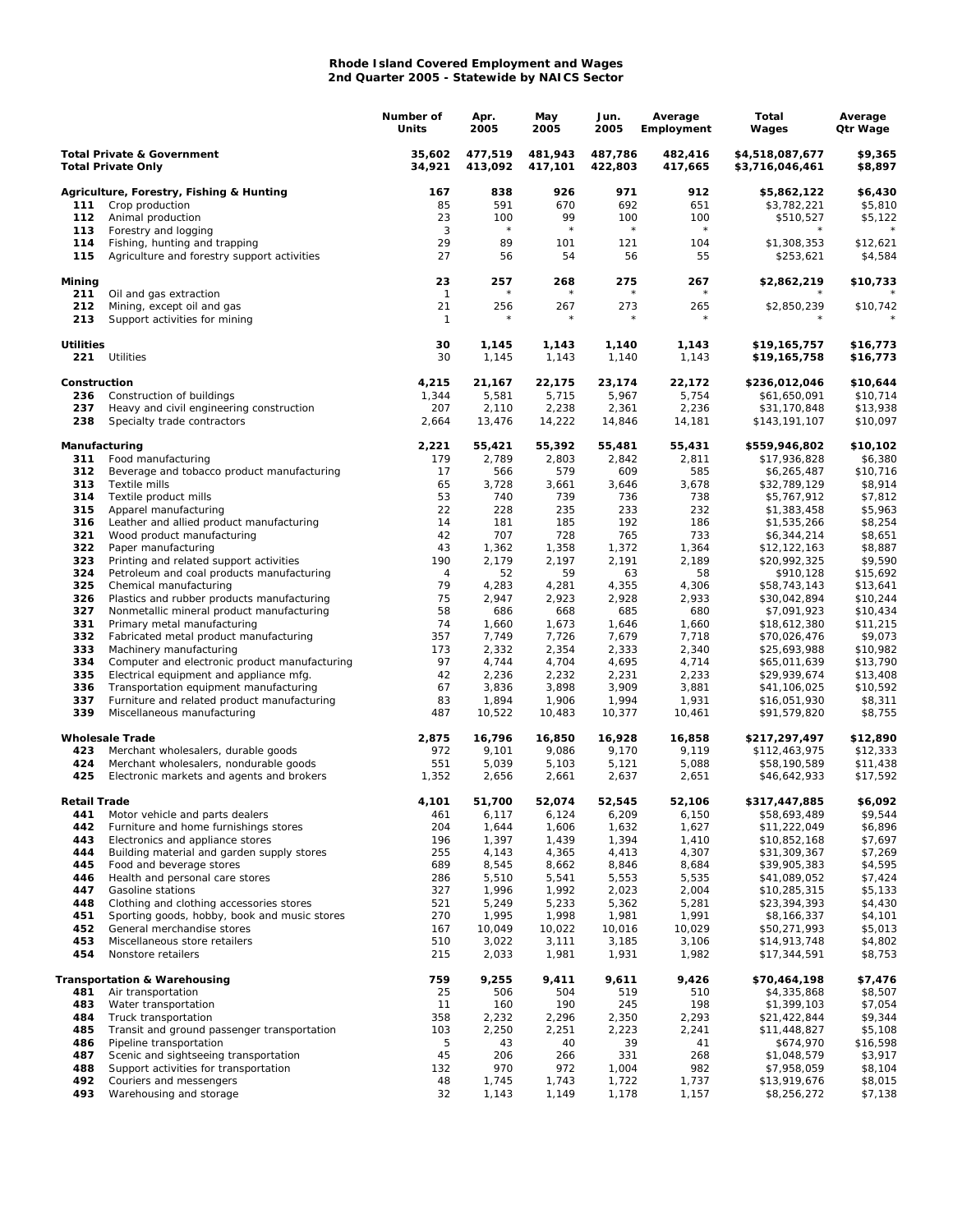# Rhode Island Covered Employment and Wages
## 2nd Quarter 2005 - Statewide by NAICS Sector

| | | Number of Units | Apr. 2005 | May 2005 | Jun. 2005 | Average Employment | Total Wages | Average Qtr Wage |
|---|---|---|---|---|---|---|---|---|
| **Total Private & Government** | | **35,602** | **477,519** | **481,943** | **487,786** | **482,416** | **$4,518,087,677** | **$9,365** |
| **Total Private Only** | | **34,921** | **413,092** | **417,101** | **422,803** | **417,665** | **$3,716,046,461** | **$8,897** |
| **Agriculture, Forestry, Fishing & Hunting** | | **167** | **838** | **926** | **971** | **912** | **$5,862,122** | **$6,430** |
| 111 | Crop production | 85 | 591 | 670 | 692 | 651 | $3,782,221 | $5,810 |
| 112 | Animal production | 23 | 100 | 99 | 100 | 100 | $510,527 | $5,122 |
| 113 | Forestry and logging | 3 | * | * | * | * | * | * |
| 114 | Fishing, hunting and trapping | 29 | 89 | 101 | 121 | 104 | $1,308,353 | $12,621 |
| 115 | Agriculture and forestry support activities | 27 | 56 | 54 | 56 | 55 | $253,621 | $4,584 |
| **Mining** | | **23** | **257** | **268** | **275** | **267** | **$2,862,219** | **$10,733** |
| 211 | Oil and gas extraction | 1 | * | * | * | * | * | * |
| 212 | Mining, except oil and gas | 21 | 256 | 267 | 273 | 265 | $2,850,239 | $10,742 |
| 213 | Support activities for mining | 1 | * | * | * | * | * | * |
| **Utilities** | | **30** | **1,145** | **1,143** | **1,140** | **1,143** | **$19,165,757** | **$16,773** |
| 221 | Utilities | 30 | 1,145 | 1,143 | 1,140 | 1,143 | $19,165,758 | $16,773 |
| **Construction** | | **4,215** | **21,167** | **22,175** | **23,174** | **22,172** | **$236,012,046** | **$10,644** |
| 236 | Construction of buildings | 1,344 | 5,581 | 5,715 | 5,967 | 5,754 | $61,650,091 | $10,714 |
| 237 | Heavy and civil engineering construction | 207 | 2,110 | 2,238 | 2,361 | 2,236 | $31,170,848 | $13,938 |
| 238 | Specialty trade contractors | 2,664 | 13,476 | 14,222 | 14,846 | 14,181 | $143,191,107 | $10,097 |
| **Manufacturing** | | **2,221** | **55,421** | **55,392** | **55,481** | **55,431** | **$559,946,802** | **$10,102** |
| 311 | Food manufacturing | 179 | 2,789 | 2,803 | 2,842 | 2,811 | $17,936,828 | $6,380 |
| 312 | Beverage and tobacco product manufacturing | 17 | 566 | 579 | 609 | 585 | $6,265,487 | $10,716 |
| 313 | Textile mills | 65 | 3,728 | 3,661 | 3,646 | 3,678 | $32,789,129 | $8,914 |
| 314 | Textile product mills | 53 | 740 | 739 | 736 | 738 | $5,767,912 | $7,812 |
| 315 | Apparel manufacturing | 22 | 228 | 235 | 233 | 232 | $1,383,458 | $5,963 |
| 316 | Leather and allied product manufacturing | 14 | 181 | 185 | 192 | 186 | $1,535,266 | $8,254 |
| 321 | Wood product manufacturing | 42 | 707 | 728 | 765 | 733 | $6,344,214 | $8,651 |
| 322 | Paper manufacturing | 43 | 1,362 | 1,358 | 1,372 | 1,364 | $12,122,163 | $8,887 |
| 323 | Printing and related support activities | 190 | 2,179 | 2,197 | 2,191 | 2,189 | $20,992,325 | $9,590 |
| 324 | Petroleum and coal products manufacturing | 4 | 52 | 59 | 63 | 58 | $910,128 | $15,692 |
| 325 | Chemical manufacturing | 79 | 4,283 | 4,281 | 4,355 | 4,306 | $58,743,143 | $13,641 |
| 326 | Plastics and rubber products manufacturing | 75 | 2,947 | 2,923 | 2,928 | 2,933 | $30,042,894 | $10,244 |
| 327 | Nonmetallic mineral product manufacturing | 58 | 686 | 668 | 685 | 680 | $7,091,923 | $10,434 |
| 331 | Primary metal manufacturing | 74 | 1,660 | 1,673 | 1,646 | 1,660 | $18,612,380 | $11,215 |
| 332 | Fabricated metal product manufacturing | 357 | 7,749 | 7,726 | 7,679 | 7,718 | $70,026,476 | $9,073 |
| 333 | Machinery manufacturing | 173 | 2,332 | 2,354 | 2,333 | 2,340 | $25,693,988 | $10,982 |
| 334 | Computer and electronic product manufacturing | 97 | 4,744 | 4,704 | 4,695 | 4,714 | $65,011,639 | $13,790 |
| 335 | Electrical equipment and appliance mfg. | 42 | 2,236 | 2,232 | 2,231 | 2,233 | $29,939,674 | $13,408 |
| 336 | Transportation equipment manufacturing | 67 | 3,836 | 3,898 | 3,909 | 3,881 | $41,106,025 | $10,592 |
| 337 | Furniture and related product manufacturing | 83 | 1,894 | 1,906 | 1,994 | 1,931 | $16,051,930 | $8,311 |
| 339 | Miscellaneous manufacturing | 487 | 10,522 | 10,483 | 10,377 | 10,461 | $91,579,820 | $8,755 |
| **Wholesale Trade** | | **2,875** | **16,796** | **16,850** | **16,928** | **16,858** | **$217,297,497** | **$12,890** |
| 423 | Merchant wholesalers, durable goods | 972 | 9,101 | 9,086 | 9,170 | 9,119 | $112,463,975 | $12,333 |
| 424 | Merchant wholesalers, nondurable goods | 551 | 5,039 | 5,103 | 5,121 | 5,088 | $58,190,589 | $11,438 |
| 425 | Electronic markets and agents and brokers | 1,352 | 2,656 | 2,661 | 2,637 | 2,651 | $46,642,933 | $17,592 |
| **Retail Trade** | | **4,101** | **51,700** | **52,074** | **52,545** | **52,106** | **$317,447,885** | **$6,092** |
| 441 | Motor vehicle and parts dealers | 461 | 6,117 | 6,124 | 6,209 | 6,150 | $58,693,489 | $9,544 |
| 442 | Furniture and home furnishings stores | 204 | 1,644 | 1,606 | 1,632 | 1,627 | $11,222,049 | $6,896 |
| 443 | Electronics and appliance stores | 196 | 1,397 | 1,439 | 1,394 | 1,410 | $10,852,168 | $7,697 |
| 444 | Building material and garden supply stores | 255 | 4,143 | 4,365 | 4,413 | 4,307 | $31,309,367 | $7,269 |
| 445 | Food and beverage stores | 689 | 8,545 | 8,662 | 8,846 | 8,684 | $39,905,383 | $4,595 |
| 446 | Health and personal care stores | 286 | 5,510 | 5,541 | 5,553 | 5,535 | $41,089,052 | $7,424 |
| 447 | Gasoline stations | 327 | 1,996 | 1,992 | 2,023 | 2,004 | $10,285,315 | $5,133 |
| 448 | Clothing and clothing accessories stores | 521 | 5,249 | 5,233 | 5,362 | 5,281 | $23,394,393 | $4,430 |
| 451 | Sporting goods, hobby, book and music stores | 270 | 1,995 | 1,998 | 1,981 | 1,991 | $8,166,337 | $4,101 |
| 452 | General merchandise stores | 167 | 10,049 | 10,022 | 10,016 | 10,029 | $50,271,993 | $5,013 |
| 453 | Miscellaneous store retailers | 510 | 3,022 | 3,111 | 3,185 | 3,106 | $14,913,748 | $4,802 |
| 454 | Nonstore retailers | 215 | 2,033 | 1,981 | 1,931 | 1,982 | $17,344,591 | $8,753 |
| **Transportation & Warehousing** | | **759** | **9,255** | **9,411** | **9,611** | **9,426** | **$70,464,198** | **$7,476** |
| 481 | Air transportation | 25 | 506 | 504 | 519 | 510 | $4,335,868 | $8,507 |
| 483 | Water transportation | 11 | 160 | 190 | 245 | 198 | $1,399,103 | $7,054 |
| 484 | Truck transportation | 358 | 2,232 | 2,296 | 2,350 | 2,293 | $21,422,844 | $9,344 |
| 485 | Transit and ground passenger transportation | 103 | 2,250 | 2,251 | 2,223 | 2,241 | $11,448,827 | $5,108 |
| 486 | Pipeline transportation | 5 | 43 | 40 | 39 | 41 | $674,970 | $16,598 |
| 487 | Scenic and sightseeing transportation | 45 | 206 | 266 | 331 | 268 | $1,048,579 | $3,917 |
| 488 | Support activities for transportation | 132 | 970 | 972 | 1,004 | 982 | $7,958,059 | $8,104 |
| 492 | Couriers and messengers | 48 | 1,745 | 1,743 | 1,722 | 1,737 | $13,919,676 | $8,015 |
| 493 | Warehousing and storage | 32 | 1,143 | 1,149 | 1,178 | 1,157 | $8,256,272 | $7,138 |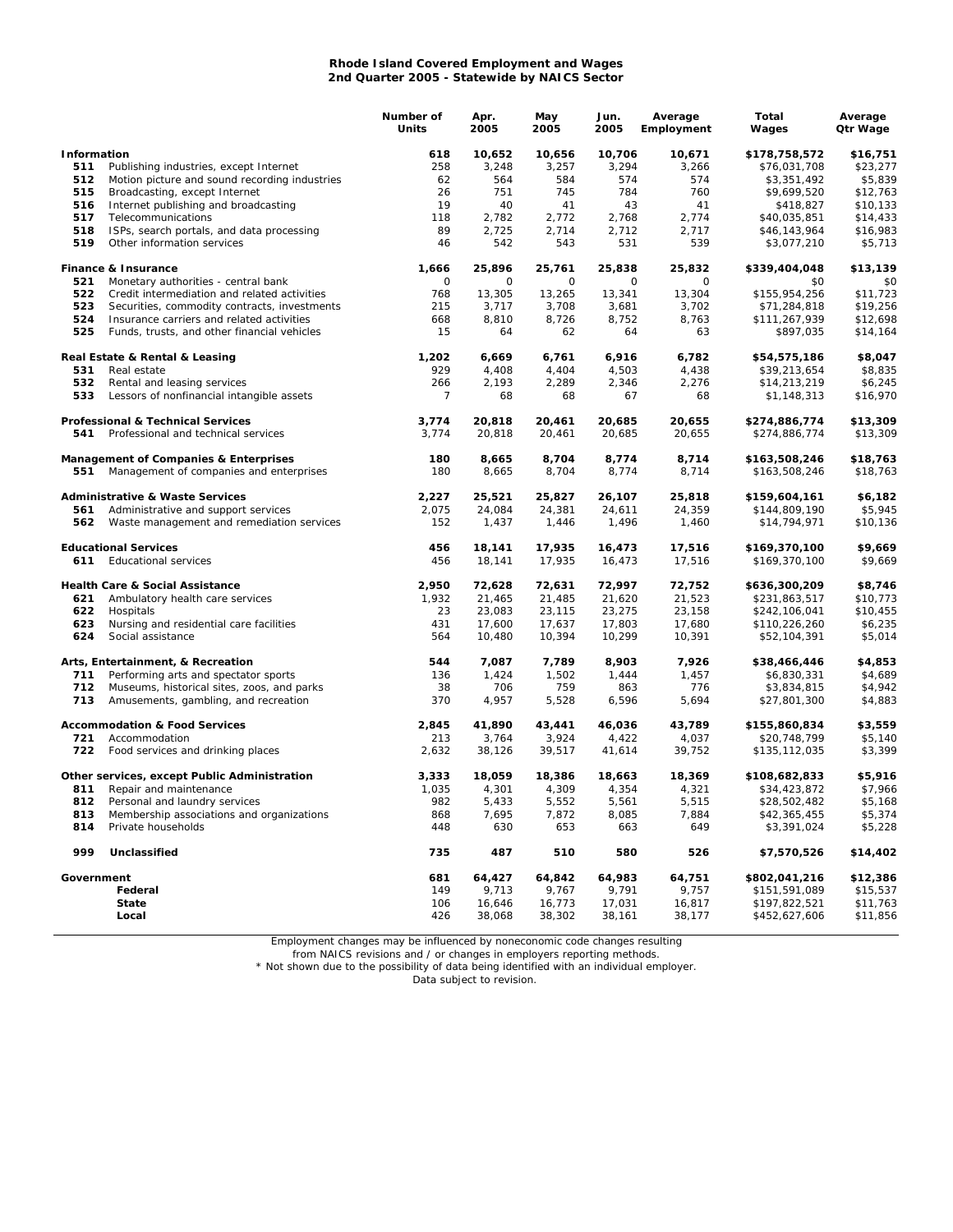**Rhode Island Covered Employment and Wages**
**2nd Quarter 2005 - Statewide by NAICS Sector**

| | | Number of Units | Apr. 2005 | May 2005 | Jun. 2005 | Average Employment | Total Wages | Average Qtr Wage |
|---|---|---|---|---|---|---|---|---|
| **Information** | | **618** | **10,652** | **10,656** | **10,706** | **10,671** | **$178,758,572** | **$16,751** |
| **511** | Publishing industries, except Internet | 258 | 3,248 | 3,257 | 3,294 | 3,266 | $76,031,708 | $23,277 |
| **512** | Motion picture and sound recording industries | 62 | 564 | 584 | 574 | 574 | $3,351,492 | $5,839 |
| **515** | Broadcasting, except Internet | 26 | 751 | 745 | 784 | 760 | $9,699,520 | $12,763 |
| **516** | Internet publishing and broadcasting | 19 | 40 | 41 | 43 | 41 | $418,827 | $10,133 |
| **517** | Telecommunications | 118 | 2,782 | 2,772 | 2,768 | 2,774 | $40,035,851 | $14,433 |
| **518** | ISPs, search portals, and data processing | 89 | 2,725 | 2,714 | 2,712 | 2,717 | $46,143,964 | $16,983 |
| **519** | Other information services | 46 | 542 | 543 | 531 | 539 | $3,077,210 | $5,713 |
| **Finance & Insurance** | | **1,666** | **25,896** | **25,761** | **25,838** | **25,832** | **$339,404,048** | **$13,139** |
| **521** | Monetary authorities - central bank | 0 | 0 | 0 | 0 | 0 | $0 | $0 |
| **522** | Credit intermediation and related activities | 768 | 13,305 | 13,265 | 13,341 | 13,304 | $155,954,256 | $11,723 |
| **523** | Securities, commodity contracts, investments | 215 | 3,717 | 3,708 | 3,681 | 3,702 | $71,284,818 | $19,256 |
| **524** | Insurance carriers and related activities | 668 | 8,810 | 8,726 | 8,752 | 8,763 | $111,267,939 | $12,698 |
| **525** | Funds, trusts, and other financial vehicles | 15 | 64 | 62 | 64 | 63 | $897,035 | $14,164 |
| **Real Estate & Rental & Leasing** | | **1,202** | **6,669** | **6,761** | **6,916** | **6,782** | **$54,575,186** | **$8,047** |
| **531** | Real estate | 929 | 4,408 | 4,404 | 4,503 | 4,438 | $39,213,654 | $8,835 |
| **532** | Rental and leasing services | 266 | 2,193 | 2,289 | 2,346 | 2,276 | $14,213,219 | $6,245 |
| **533** | Lessors of nonfinancial intangible assets | 7 | 68 | 68 | 67 | 68 | $1,148,313 | $16,970 |
| **Professional & Technical Services** | | **3,774** | **20,818** | **20,461** | **20,685** | **20,655** | **$274,886,774** | **$13,309** |
| **541** | Professional and technical services | 3,774 | 20,818 | 20,461 | 20,685 | 20,655 | $274,886,774 | $13,309 |
| **Management of Companies & Enterprises** | | **180** | **8,665** | **8,704** | **8,774** | **8,714** | **$163,508,246** | **$18,763** |
| **551** | Management of companies and enterprises | 180 | 8,665 | 8,704 | 8,774 | 8,714 | $163,508,246 | $18,763 |
| **Administrative & Waste Services** | | **2,227** | **25,521** | **25,827** | **26,107** | **25,818** | **$159,604,161** | **$6,182** |
| **561** | Administrative and support services | 2,075 | 24,084 | 24,381 | 24,611 | 24,359 | $144,809,190 | $5,945 |
| **562** | Waste management and remediation services | 152 | 1,437 | 1,446 | 1,496 | 1,460 | $14,794,971 | $10,136 |
| **Educational Services** | | **456** | **18,141** | **17,935** | **16,473** | **17,516** | **$169,370,100** | **$9,669** |
| **611** | Educational services | 456 | 18,141 | 17,935 | 16,473 | 17,516 | $169,370,100 | $9,669 |
| **Health Care & Social Assistance** | | **2,950** | **72,628** | **72,631** | **72,997** | **72,752** | **$636,300,209** | **$8,746** |
| **621** | Ambulatory health care services | 1,932 | 21,465 | 21,485 | 21,620 | 21,523 | $231,863,517 | $10,773 |
| **622** | Hospitals | 23 | 23,083 | 23,115 | 23,275 | 23,158 | $242,106,041 | $10,455 |
| **623** | Nursing and residential care facilities | 431 | 17,600 | 17,637 | 17,803 | 17,680 | $110,226,260 | $6,235 |
| **624** | Social assistance | 564 | 10,480 | 10,394 | 10,299 | 10,391 | $52,104,391 | $5,014 |
| **Arts, Entertainment, & Recreation** | | **544** | **7,087** | **7,789** | **8,903** | **7,926** | **$38,466,446** | **$4,853** |
| **711** | Performing arts and spectator sports | 136 | 1,424 | 1,502 | 1,444 | 1,457 | $6,830,331 | $4,689 |
| **712** | Museums, historical sites, zoos, and parks | 38 | 706 | 759 | 863 | 776 | $3,834,815 | $4,942 |
| **713** | Amusements, gambling, and recreation | 370 | 4,957 | 5,528 | 6,596 | 5,694 | $27,801,300 | $4,883 |
| **Accommodation & Food Services** | | **2,845** | **41,890** | **43,441** | **46,036** | **43,789** | **$155,860,834** | **$3,559** |
| **721** | Accommodation | 213 | 3,764 | 3,924 | 4,422 | 4,037 | $20,748,799 | $5,140 |
| **722** | Food services and drinking places | 2,632 | 38,126 | 39,517 | 41,614 | 39,752 | $135,112,035 | $3,399 |
| **Other services, except Public Administration** | | **3,333** | **18,059** | **18,386** | **18,663** | **18,369** | **$108,682,833** | **$5,916** |
| **811** | Repair and maintenance | 1,035 | 4,301 | 4,309 | 4,354 | 4,321 | $34,423,872 | $7,966 |
| **812** | Personal and laundry services | 982 | 5,433 | 5,552 | 5,561 | 5,515 | $28,502,482 | $5,168 |
| **813** | Membership associations and organizations | 868 | 7,695 | 7,872 | 8,085 | 7,884 | $42,365,455 | $5,374 |
| **814** | Private households | 448 | 630 | 653 | 663 | 649 | $3,391,024 | $5,228 |
| **999** | **Unclassified** | **735** | **487** | **510** | **580** | **526** | **$7,570,526** | **$14,402** |
| **Government** | | **681** | **64,427** | **64,842** | **64,983** | **64,751** | **$802,041,216** | **$12,386** |
| | **Federal** | 149 | 9,713 | 9,767 | 9,791 | 9,757 | $151,591,089 | $15,537 |
| | **State** | 106 | 16,646 | 16,773 | 17,031 | 16,817 | $197,822,521 | $11,763 |
| | **Local** | 426 | 38,068 | 38,302 | 38,161 | 38,177 | $452,627,606 | $11,856 |

Employment changes may be influenced by noneconomic code changes resulting
from NAICS revisions and / or changes in employers reporting methods.
* Not shown due to the possibility of data being identified with an individual employer.
Data subject to revision.